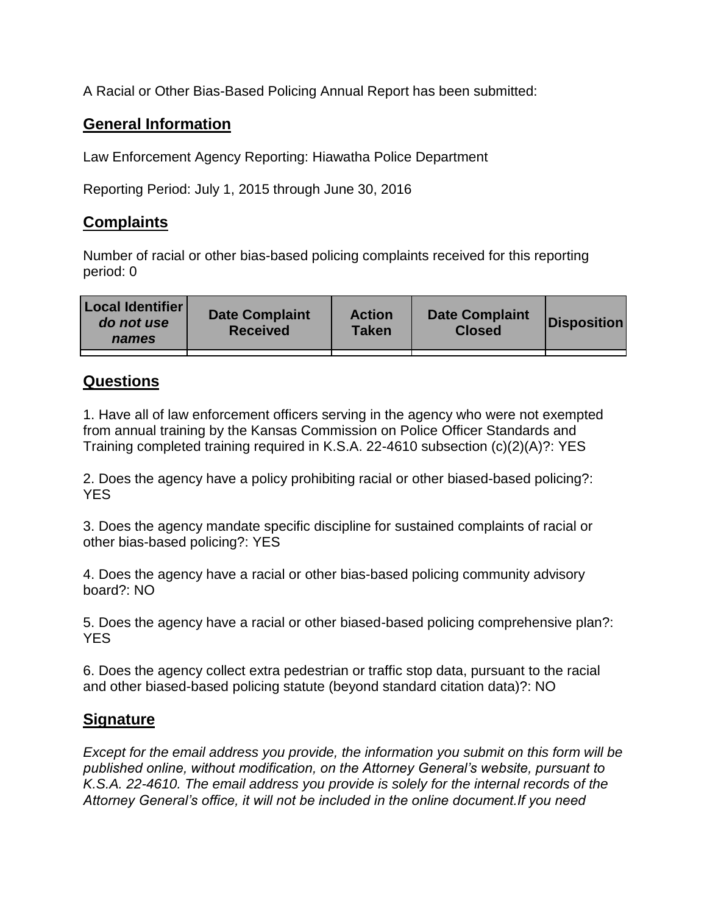A Racial or Other Bias-Based Policing Annual Report has been submitted:

## General Information

Law Enforcement Agency Reporting: Hiawatha Police Department

Reporting Period: July 1, 2015 through June 30, 2016

## Complaints

Number of racial or other bias-based policing complaints received for this reporting period: 0

| Local Identifier *do not use names* | Date Complaint Received | Action Taken | Date Complaint Closed | Disposition |
|---|---|---|---|---|
| | | | | |

## Questions

1. Have all of law enforcement officers serving in the agency who were not exempted from annual training by the Kansas Commission on Police Officer Standards and Training completed training required in K.S.A. 22-4610 subsection (c)(2)(A)?: YES

2. Does the agency have a policy prohibiting racial or other biased-based policing?: YES

3. Does the agency mandate specific discipline for sustained complaints of racial or other bias-based policing?: YES

4. Does the agency have a racial or other bias-based policing community advisory board?: NO

5. Does the agency have a racial or other biased-based policing comprehensive plan?: YES

6. Does the agency collect extra pedestrian or traffic stop data, pursuant to the racial and other biased-based policing statute (beyond standard citation data)?: NO

## Signature

*Except for the email address you provide, the information you submit on this form will be published online, without modification, on the Attorney General's website, pursuant to K.S.A. 22-4610. The email address you provide is solely for the internal records of the Attorney General's office, it will not be included in the online document.If you need*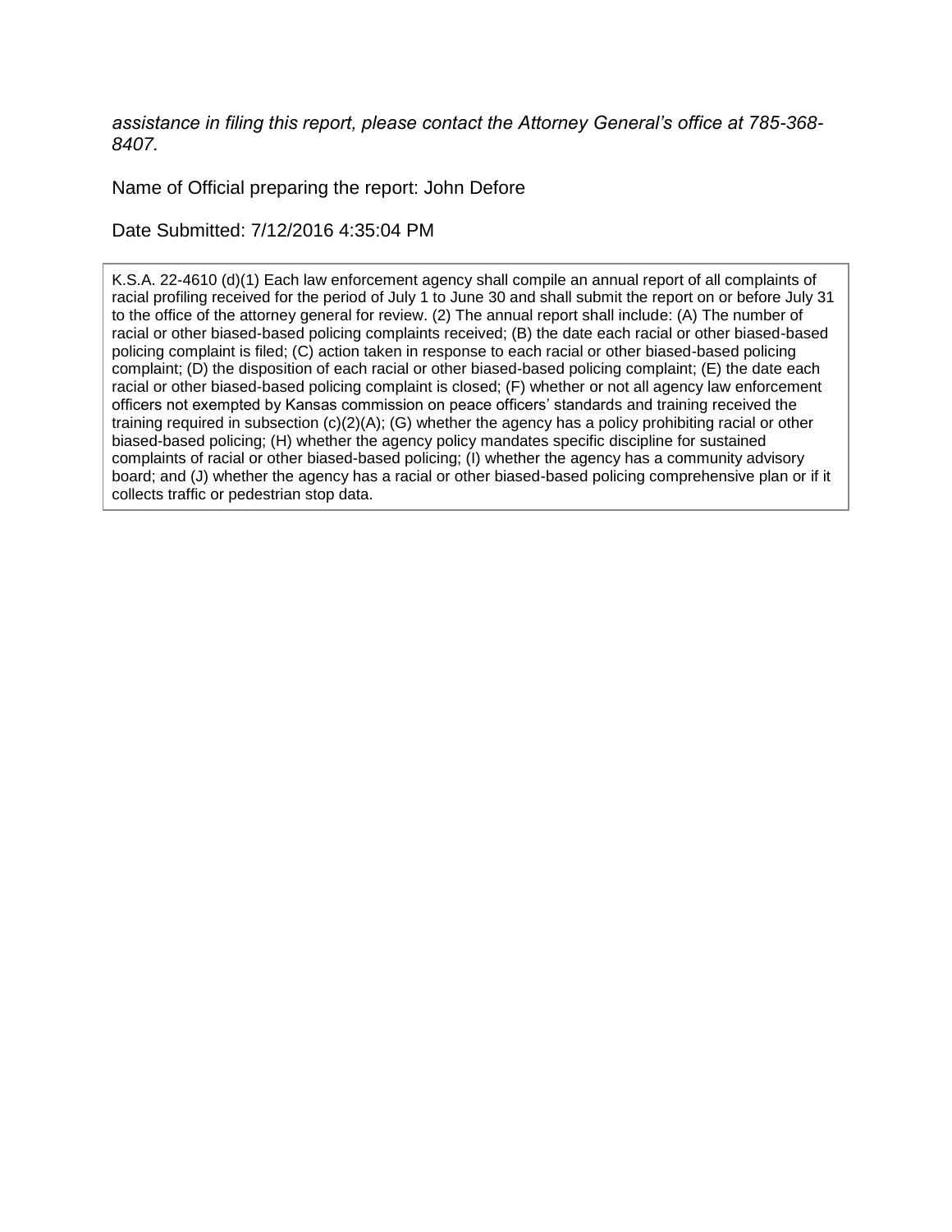*assistance in filing this report, please contact the Attorney General's office at 785-368-8407.*

Name of Official preparing the report: John Defore

Date Submitted: 7/12/2016 4:35:04 PM

K.S.A. 22-4610 (d)(1) Each law enforcement agency shall compile an annual report of all complaints of racial profiling received for the period of July 1 to June 30 and shall submit the report on or before July 31 to the office of the attorney general for review. (2) The annual report shall include: (A) The number of racial or other biased-based policing complaints received; (B) the date each racial or other biased-based policing complaint is filed; (C) action taken in response to each racial or other biased-based policing complaint; (D) the disposition of each racial or other biased-based policing complaint; (E) the date each racial or other biased-based policing complaint is closed; (F) whether or not all agency law enforcement officers not exempted by Kansas commission on peace officers' standards and training received the training required in subsection (c)(2)(A); (G) whether the agency has a policy prohibiting racial or other biased-based policing; (H) whether the agency policy mandates specific discipline for sustained complaints of racial or other biased-based policing; (I) whether the agency has a community advisory board; and (J) whether the agency has a racial or other biased-based policing comprehensive plan or if it collects traffic or pedestrian stop data.